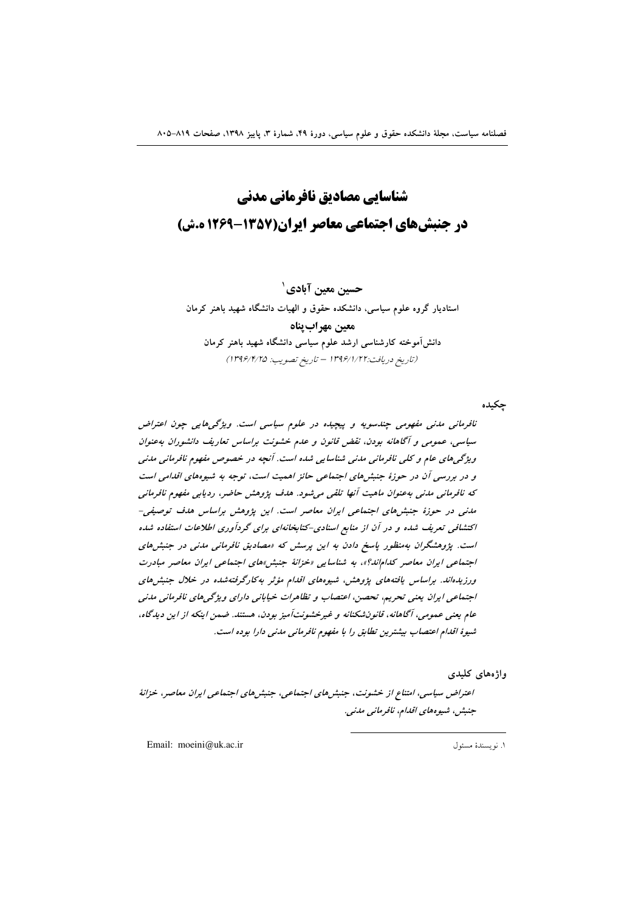# شناسایی مصادیق نافرمانی مدنی در جنبش‌های اجتماعی معاصر ایران(۱۳۵۷-۱۲۶۹ ه.ش)

**حسین معین آبادی**[۱]

استادیار گروه علوم سیاسی، دانشکده حقوق و الهیات دانشگاه شهید باهنر کرمان

**معین مهراب‌پناه**

دانش‌آموخته کارشناسی ارشد علوم سیاسی دانشگاه شهید باهنر کرمان

*(تاریخ دریافت: ۱۳۹۶/۱/۲۲ - تاریخ تصویب: ۱۳۹۶/۴/۲۵)*

**چکیده**

*نافرمانی مدنی مفهومی چندسویه و پیچیده در علوم سیاسی است. ویژگی‌هایی چون اعتراض سیاسی، عمومی و آگاهانه بودن، نقض قانون و عدم خشونت براساس تعاریف دانشوران به‌عنوان ویژگی‌های عام و کلی نافرمانی مدنی شناسایی شده است. آنچه در خصوص مفهوم نافرمانی مدنی و در بررسی آن در حوزهٔ جنبش‌های اجتماعی حائز اهمیت است، توجه به شیوه‌های اقدامی است که نافرمانی مدنی به‌عنوان ماهیت آنها تلقی می‌شود. هدف پژوهش حاضر، ردیابی مفهوم نافرمانی مدنی در حوزهٔ جنبش‌های اجتماعی ایران معاصر است. این پژوهش براساس هدف توصیفی-اکتشافی تعریف شده و در آن از منابع اسنادی-کتابخانه‌ای برای گردآوری اطلاعات استفاده شده است. پژوهشگران به‌منظور پاسخ دادن به این پرسش که «مصادیق نافرمانی مدنی در جنبش‌های اجتماعی ایران معاصر کدام‌اند؟»، به شناسایی «خزانهٔ جنبش»های اجتماعی ایران معاصر مبادرت ورزیده‌اند. براساس یافته‌های پژوهش، شیوه‌های اقدام مؤثر به‌کارگرفته‌شده در خلال جنبش‌های اجتماعی ایران یعنی تحریم، تحصن، اعتصاب و تظاهرات خیابانی دارای ویژگی‌های نافرمانی مدنی عام یعنی عمومی، آگاهانه، قانون‌شکنانه و غیرخشونت‌آمیز بودن، هستند. ضمن اینکه از این دیدگاه، شیوهٔ اقدام اعتصاب بیشترین تطابق را با مفهوم نافرمانی مدنی دارا بوده است.*

**واژه‌های کلیدی**

*اعتراض سیاسی، امتناع از خشونت، جنبش‌های اجتماعی، جنبش‌های اجتماعی ایران معاصر، خزانهٔ جنبش، شیوه‌های اقدام، نافرمانی مدنی.*

---

۱. نویسندهٔ مسئول Email: moeini@uk.ac.ir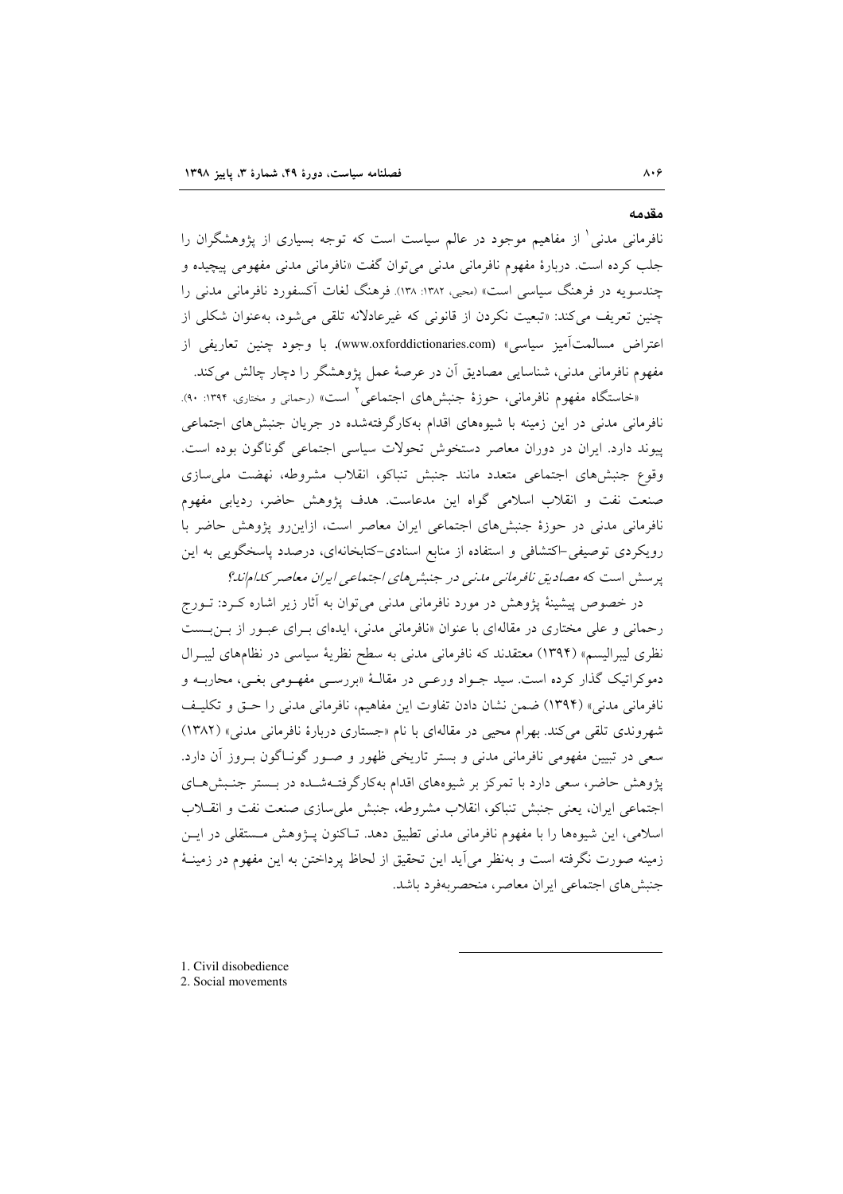### مقدمه

نافرمانی مدنی[1] از مفاهیم موجود در عالم سیاست است که توجه بسیاری از پژوهشگران را جلب کرده است. دربارهٔ مفهوم نافرمانی مدنی می‌توان گفت «نافرمانی مدنی مفهومی پیچیده و چندسویه در فرهنگ سیاسی است» (محبی، ۱۳۸۲: ۱۳۸). فرهنگ لغات آکسفورد نافرمانی مدنی را چنین تعریف می‌کند: «تبعیت نکردن از قانونی که غیرعادلانه تلقی می‌شود، به‌عنوان شکلی از اعتراض مسالمت‌آمیز سیاسی» (www.oxforddictionaries.com). با وجود چنین تعاریفی از مفهوم نافرمانی مدنی، شناسایی مصادیق آن در عرصهٔ عمل پژوهشگر را دچار چالش می‌کند.

«خاستگاه مفهوم نافرمانی، حوزهٔ جنبش‌های اجتماعی[2] است» (رحمانی و مختاری، ۱۳۹۴: ۹۰). نافرمانی مدنی در این زمینه با شیوه‌های اقدام به‌کارگرفته‌شده در جریان جنبش‌های اجتماعی پیوند دارد. ایران در دوران معاصر دستخوش تحولات سیاسی اجتماعی گوناگون بوده است. وقوع جنبش‌های اجتماعی متعدد مانند جنبش تنباکو، انقلاب مشروطه، نهضت ملی‌سازی صنعت نفت و انقلاب اسلامی گواه این مدعاست. هدف پژوهش حاضر، ردیابی مفهوم نافرمانی مدنی در حوزهٔ جنبش‌های اجتماعی ایران معاصر است، ازاین‌رو پژوهش حاضر با رویکردی توصیفی-اکتشافی و استفاده از منابع اسنادی-کتابخانه‌ای، درصدد پاسخگویی به این پرسش است که *مصادیق نافرمانی مدنی در جنبش‌های اجتماعی ایران معاصر کدام‌اند؟*

در خصوص پیشینهٔ پژوهش در مورد نافرمانی مدنی می‌توان به آثار زیر اشاره کرد: تورج رحمانی و علی مختاری در مقاله‌ای با عنوان «نافرمانی مدنی، ایده‌ای برای عبور از بن‌بست نظری لیبرالیسم» (۱۳۹۴) معتقدند که نافرمانی مدنی به سطح نظریهٔ سیاسی در نظام‌های لیبرال دموکراتیک گذار کرده است. سید جواد ورعی در مقالهٔ «بررسی مفهومی بغی، محاربه و نافرمانی مدنی» (۱۳۹۴) ضمن نشان دادن تفاوت این مفاهیم، نافرمانی مدنی را حق و تکلیف شهروندی تلقی می‌کند. بهرام محبی در مقاله‌ای با نام «جستاری دربارهٔ نافرمانی مدنی» (۱۳۸۲) سعی در تبیین مفهومی نافرمانی مدنی و بستر تاریخی ظهور و صور گوناگون بروز آن دارد. پژوهش حاضر، سعی دارد با تمرکز بر شیوه‌های اقدام به‌کارگرفته‌شده در بستر جنبش‌های اجتماعی ایران، یعنی جنبش تنباکو، انقلاب مشروطه، جنبش ملی‌سازی صنعت نفت و انقلاب اسلامی، این شیوه‌ها را با مفهوم نافرمانی مدنی تطبیق دهد. تاکنون پژوهش مستقلی در این زمینه صورت نگرفته است و به‌نظر می‌آید این تحقیق از لحاظ پرداختن به این مفهوم در زمینهٔ جنبش‌های اجتماعی ایران معاصر، منحصربه‌فرد باشد.

---

1. Civil disobedience
2. Social movements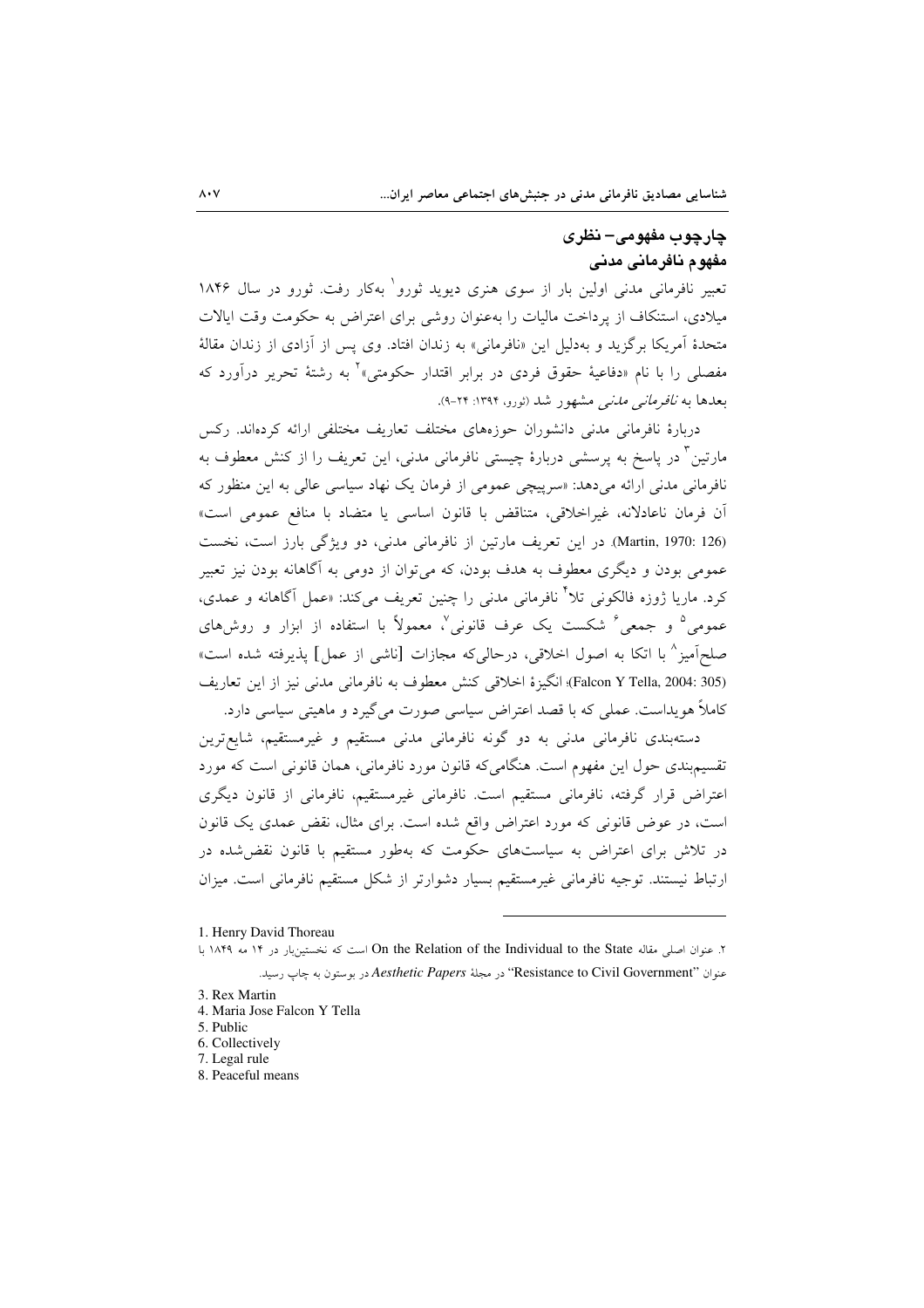## چارچوب مفهومی– نظری

### مفهوم نافرمانی مدنی

تعبیر نافرمانی مدنی اولین بار از سوی هنری دیوید ثورو[1] به‌کار رفت. ثورو در سال ۱۸۴۶ میلادی، استنکاف از پرداخت مالیات را به‌عنوان روشی برای اعتراض به حکومت وقت ایالات متحدهٔ آمریکا برگزید و به‌دلیل این «نافرمانی» به زندان افتاد. وی پس از آزادی از زندان مقالهٔ مفصلی را با نام «دفاعیهٔ حقوق فردی در برابر اقتدار حکومتی»[2] به رشتهٔ تحریر درآورد که بعدها به *نافرمانی مدنی* مشهور شد (ثورو، ۱۳۹۴: ۲۴-۹).

دربارهٔ نافرمانی مدنی دانشوران حوزه‌های مختلف تعاریف مختلفی ارائه کرده‌اند. رکس مارتین[3] در پاسخ به پرسشی دربارهٔ چیستی نافرمانی مدنی، این تعریف را از کنش معطوف به نافرمانی مدنی ارائه می‌دهد: «سرپیچی عمومی از فرمان یک نهاد سیاسی عالی به این منظور که آن فرمان ناعادلانه، غیراخلاقی، متناقض با قانون اساسی یا متضاد با منافع عمومی است» (Martin, 1970: 126). در این تعریف مارتین از نافرمانی مدنی، دو ویژگی بارز است، نخست عمومی بودن و دیگری معطوف به هدف بودن، که می‌توان از دومی به آگاهانه بودن نیز تعبیر کرد. ماریا ژوزه فالکونی تلا[4] نافرمانی مدنی را چنین تعریف می‌کند: «عمل آگاهانه و عمدی، عمومی[5] و جمعی[6] شکست یک عرف قانونی[7]، معمولاً با استفاده از ابزار و روش‌های صلح‌آمیز[8] با اتکا به اصول اخلاقی، درحالی‌که مجازات [ناشی از عمل] پذیرفته شده است» (Falcon Y Tella, 2004: 305)؛ انگیزهٔ اخلاقی کنش معطوف به نافرمانی مدنی نیز از این تعاریف کاملاً هویداست. عملی که با قصد اعتراض سیاسی صورت می‌گیرد و ماهیتی سیاسی دارد.

دسته‌بندی نافرمانی مدنی به دو گونه نافرمانی مدنی مستقیم و غیرمستقیم، شایع‌ترین تقسیم‌بندی حول این مفهوم است. هنگامی‌که قانون مورد نافرمانی، همان قانونی است که مورد اعتراض قرار گرفته، نافرمانی مستقیم است. نافرمانی غیرمستقیم، نافرمانی از قانون دیگری است، در عوض قانونی که مورد اعتراض واقع شده است. برای مثال، نقض عمدی یک قانون در تلاش برای اعتراض به سیاست‌های حکومت که به‌طور مستقیم با قانون نقض‌شده در ارتباط نیستند. توجیه نافرمانی غیرمستقیم بسیار دشوارتر از شکل مستقیم نافرمانی است. میزان

---

1. Henry David Thoreau
2. عنوان اصلی مقاله On the Relation of the Individual to the State است که نخستین‌بار در ۱۴ مه ۱۸۴۹ با عنوان "Resistance to Civil Government" در مجلهٔ *Aesthetic Papers* در بوستون به چاپ رسید.
3. Rex Martin
4. Maria Jose Falcon Y Tella
5. Public
6. Collectively
7. Legal rule
8. Peaceful means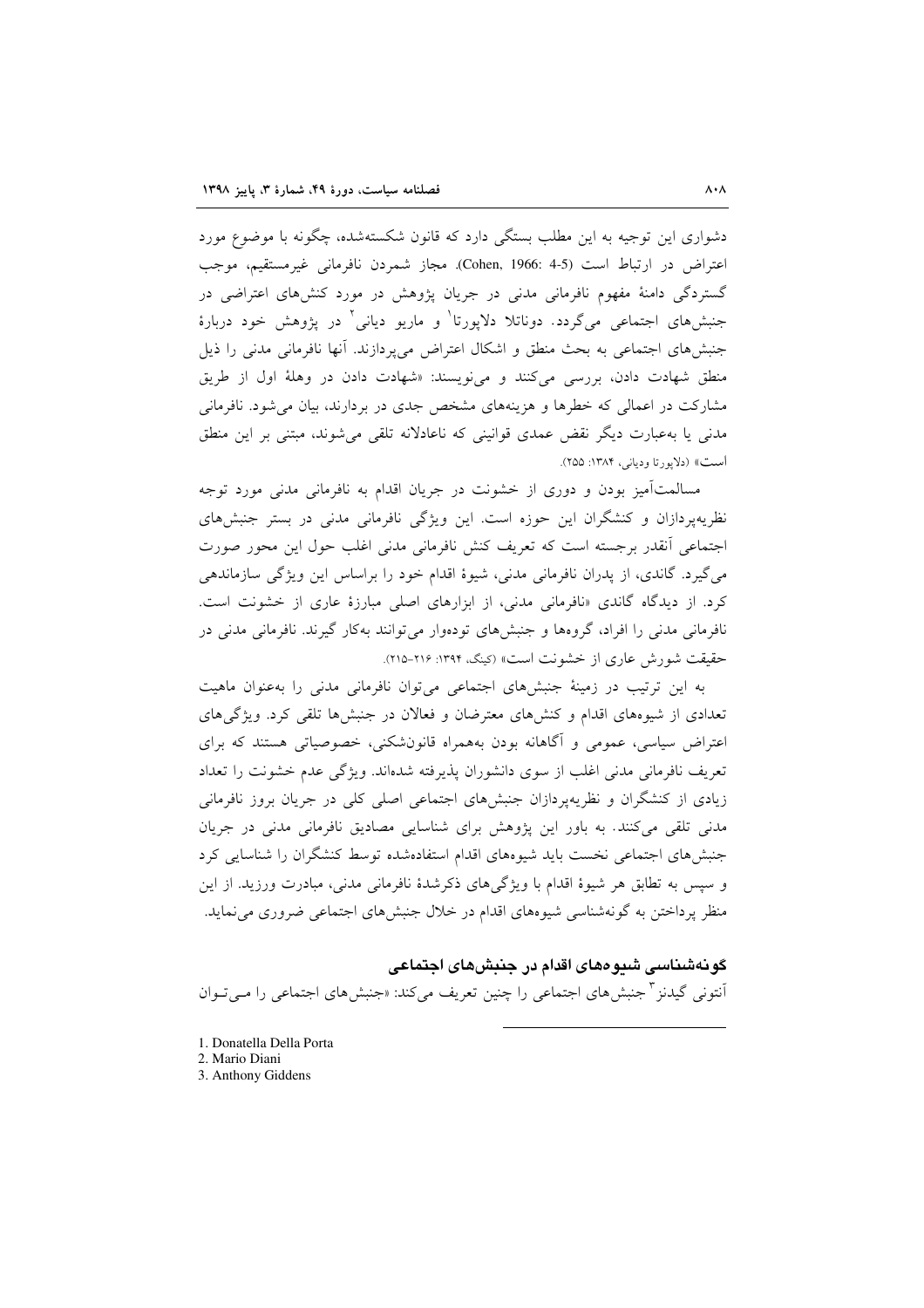دشواری این توجیه به این مطلب بستگی دارد که قانون شکسته‌شده، چگونه با موضوع مورد اعتراض در ارتباط است (Cohen, 1966: 4-5). مجاز شمردن نافرمانی غیرمستقیم، موجب گستردگی دامنهٔ مفهوم نافرمانی مدنی در جریان پژوهش در مورد کنش‌های اعتراضی در جنبش‌های اجتماعی می‌گردد. دوناتلا دلاپورتا[1] و ماریو دیانی[2] در پژوهش خود دربارهٔ جنبش‌های اجتماعی به بحث منطق و اشکال اعتراض می‌پردازند. آنها نافرمانی مدنی را ذیل منطق شهادت دادن، بررسی می‌کنند و می‌نویسند: «شهادت دادن در وهلهٔ اول از طریق مشارکت در اعمالی که خطرها و هزینه‌های مشخص جدی در بردارند، بیان می‌شود. نافرمانی مدنی یا به‌عبارت دیگر نقض عمدی قوانینی که ناعادلانه تلقی می‌شوند، مبتنی بر این منطق است» (دلاپورتا ودیانی، ۱۳۸۴: ۲۵۵).

مسالمت‌آمیز بودن و دوری از خشونت در جریان اقدام به نافرمانی مدنی مورد توجه نظریه‌پردازان و کنشگران این حوزه است. این ویژگی نافرمانی مدنی در بستر جنبش‌های اجتماعی آنقدر برجسته است که تعریف کنش نافرمانی مدنی اغلب حول این محور صورت می‌گیرد. گاندی، از پدران نافرمانی مدنی، شیوهٔ اقدام خود را براساس این ویژگی سازماندهی کرد. از دیدگاه گاندی «نافرمانی مدنی، از ابزارهای اصلی مبارزهٔ عاری از خشونت است. نافرمانی مدنی را افراد، گروه‌ها و جنبش‌های توده‌وار می‌توانند به‌کار گیرند. نافرمانی مدنی در حقیقت شورش عاری از خشونت است» (کینگ، ۱۳۹۴: ۲۱۶-۲۱۵).

به این ترتیب در زمینهٔ جنبش‌های اجتماعی می‌توان نافرمانی مدنی را به‌عنوان ماهیت تعدادی از شیوه‌های اقدام و کنش‌های معترضان و فعالان در جنبش‌ها تلقی کرد. ویژگی‌های اعتراض سیاسی، عمومی و آگاهانه بودن به‌همراه قانون‌شکنی، خصوصیاتی هستند که برای تعریف نافرمانی مدنی اغلب از سوی دانشوران پذیرفته شده‌اند. ویژگی عدم خشونت را تعداد زیادی از کنشگران و نظریه‌پردازان جنبش‌های اجتماعی اصلی کلی در جریان بروز نافرمانی مدنی تلقی می‌کنند. به باور این پژوهش برای شناسایی مصادیق نافرمانی مدنی در جریان جنبش‌های اجتماعی نخست باید شیوه‌های اقدام استفاده‌شده توسط کنشگران را شناسایی کرد و سپس به تطابق هر شیوهٔ اقدام با ویژگی‌های ذکرشدهٔ نافرمانی مدنی، مبادرت ورزید. از این منظر پرداختن به گونه‌شناسی شیوه‌های اقدام در خلال جنبش‌های اجتماعی ضروری می‌نماید.

## گونه‌شناسی شیوه‌های اقدام در جنبش‌های اجتماعی

آنتونی گیدنز[3] جنبش‌های اجتماعی را چنین تعریف می‌کند: «جنبش‌های اجتماعی را می‌توان

---

1. Donatella Della Porta
2. Mario Diani
3. Anthony Giddens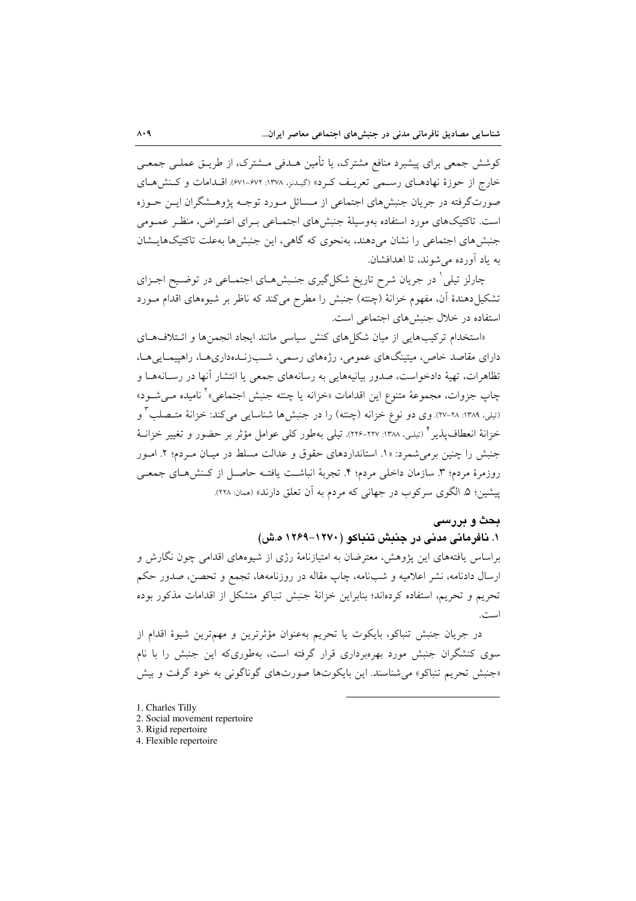کوشش جمعی برای پیشبرد منافع مشترک، یا تأمین هـدفی مـشترک، از طریـق عملـی جمعـی خارج از حوزهٔ نهادهـای رسـمی تعریـف کـرد» (گیدنز، ۱۳۷۸: ۶۷۲-۶۷۱). اقـدامات و کـنش‌هـای صورت‌گرفته در جریان جنبش‌های اجتماعی از مـسائل مـورد توجـه پژوهـشگران ایـن حـوزه است. تاکتیک‌های مورد استفاده به‌وسیلهٔ جنبش‌های اجتمـاعی بـرای اعتـراض، منظـر عمـومی جنبش‌های اجتماعی را نشان می‌دهند، به‌نحوی که گاهی، این جنبش‌ها به‌علت تاکتیک‌هایـشان به یاد آورده می‌شوند، تا اهدافشان.

چارلز تیلی[1] در جریان شرح تاریخ شکل‌گیری جنـبش‌هـای اجتمـاعی در توضـیح اجـزای تشکیل‌دهندهٔ آن، مفهوم خزانهٔ (چنته) جنبش را مطرح می‌کند که ناظر بر شیوه‌های اقدام مـورد استفاده در خلال جنبش‌های اجتماعی است.

«استخدام ترکیب‌هایی از میان شکل‌های کنش سیاسی مانند ایجاد انجمن‌ها و ائـتلاف‌هـای دارای مقاصد خاص، میتینگ‌های عمومی، رژه‌های رسمی، شـب‌زنـده‌داری‌هـا، راهپیمـایی‌هـا، تظاهرات، تهیهٔ دادخواست، صدور بیانیه‌هایی به رسانه‌های جمعی یا انتشار آنها در رسـانه‌هـا و چاپ جزوات، مجموعهٔ متنوع این اقدامات «خزانه یا چنته جنبش اجتماعی»[2] نامیده مـی‌شـود» (تیلی، ۱۳۸۹: ۲۸-۲۷). وی دو نوع خزانه (چنته) را در جنبش‌ها شناسایی می‌کند: خزانهٔ متـصلب[3] و خزانهٔ انعطاف‌پذیر[4] (تیلی، ۱۳۸۸: ۲۲۷-۲۲۶). تیلی به‌طور کلی عوامل مؤثر بر حضور و تغییر خزانـهٔ جنبش را چنین برمی‌شمرد: «۱. استانداردهای حقوق و عدالت مسلط در میـان مـردم؛ ۲. امـور روزمرهٔ مردم؛ ۳. سازمان داخلی مردم؛ ۴. تجربهٔ انباشـت یافتـه حاصـل از کـنش‌هـای جمعـی پیشین؛ ۵. الگوی سرکوب در جهانی که مردم به آن تعلق دارند» (همان: ۲۲۸).

## بحث و بررسی

### ۱. نافرمانی مدنی در جنبش تنباکو (۱۲۷۰-۱۲۶۹ ه.ش)

براساس یافته‌های این پژوهش، معترضان به امتیازنامهٔ رژی از شیوه‌های اقدامی چون نگارش و ارسال دادنامه، نشر اعلامیه و شب‌نامه، چاپ مقاله در روزنامه‌ها، تجمع و تحصن، صدور حکم تحریم و تحریم، استفاده کرده‌اند؛ بنابراین خزانهٔ جنبش تنباکو متشکل از اقدامات مذکور بوده است.

در جریان جنبش تنباکو، بایکوت یا تحریم به‌عنوان مؤثرترین و مهم‌ترین شیوهٔ اقدام از سوی کنشگران جنبش مورد بهره‌برداری قرار گرفته است، به‌طوری‌که این جنبش را با نام «جنبش تحریم تنباکو» می‌شناسند. این بایکوت‌ها صورت‌های گوناگونی به خود گرفت و بیش

---

1. Charles Tilly
2. Social movement repertoire
3. Rigid repertoire
4. Flexible repertoire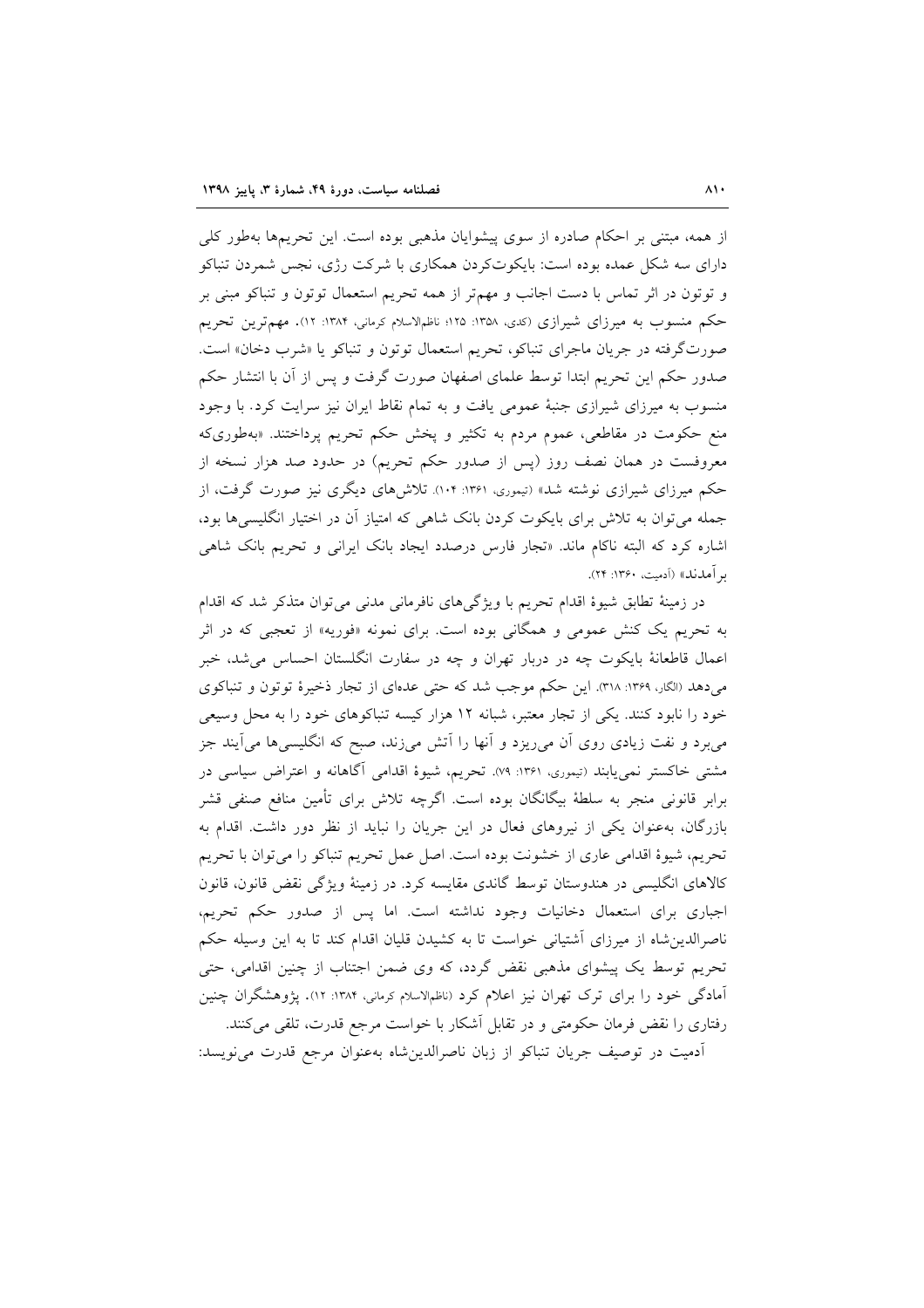از همه، مبتنی بر احکام صادره از سوی پیشوایان مذهبی بوده است. این تحریم‌ها به‌طور کلی دارای سه شکل عمده بوده است: بایکوت‌کردن همکاری با شرکت رژی، نجس شمردن تنباکو و توتون در اثر تماس با دست اجانب و مهم‌تر از همه تحریم استعمال توتون و تنباکو مبنی بر حکم منسوب به میرزای شیرازی (کدی، ۱۳۵۸: ۱۲۵؛ ناظم‌الاسلام کرمانی، ۱۳۸۴: ۱۲). مهم‌ترین تحریم صورت‌گرفته در جریان ماجرای تنباکو، تحریم استعمال توتون و تنباکو یا «شرب دخان» است. صدور حکم این تحریم ابتدا توسط علمای اصفهان صورت گرفت و پس از آن با انتشار حکم منسوب به میرزای شیرازی جنبهٔ عمومی یافت و به تمام نقاط ایران نیز سرایت کرد. با وجود منع حکومت در مقاطعی، عموم مردم به تکثیر و پخش حکم تحریم پرداختند. «به‌طوری‌که معروفست در همان نصف روز (پس از صدور حکم تحریم) در حدود صد هزار نسخه از حکم میرزای شیرازی نوشته شد» (تیموری، ۱۳۶۱: ۱۰۴). تلاش‌های دیگری نیز صورت گرفت، از جمله می‌توان به تلاش برای بایکوت کردن بانک شاهی که امتیاز آن در اختیار انگلیسی‌ها بود، اشاره کرد که البته ناکام ماند. «تجار فارس درصدد ایجاد بانک ایرانی و تحریم بانک شاهی برآمدند» (آدمیت، ۱۳۶۰: ۲۴).

در زمینهٔ تطابق شیوهٔ اقدام تحریم با ویژگی‌های نافرمانی مدنی می‌توان متذکر شد که اقدام به تحریم یک کنش عمومی و همگانی بوده است. برای نمونه «فوریه» از تعجبی که در اثر اعمال قاطعانهٔ بایکوت چه در دربار تهران و چه در سفارت انگلستان احساس می‌شد، خبر می‌دهد (الگار، ۱۳۶۹: ۳۱۸). این حکم موجب شد که حتی عده‌ای از تجار ذخیرهٔ توتون و تنباکوی خود را نابود کنند. یکی از تجار معتبر، شبانه ۱۲ هزار کیسه تنباکوهای خود را به محل وسیعی می‌برد و نفت زیادی روی آن می‌ریزد و آنها را آتش می‌زند، صبح که انگلیسی‌ها می‌آیند جز مشتی خاکستر نمی‌یابند (تیموری، ۱۳۶۱: ۷۹). تحریم، شیوهٔ اقدامی آگاهانه و اعتراض سیاسی در برابر قانونی منجر به سلطهٔ بیگانگان بوده است. اگرچه تلاش برای تأمین منافع صنفی قشر بازرگان، به‌عنوان یکی از نیروهای فعال در این جریان را نباید از نظر دور داشت. اقدام به تحریم، شیوهٔ اقدامی عاری از خشونت بوده است. اصل عمل تحریم تنباکو را می‌توان با تحریم کالاهای انگلیسی در هندوستان توسط گاندی مقایسه کرد. در زمینهٔ ویژگی نقض قانون، قانون اجباری برای استعمال دخانیات وجود نداشته است. اما پس از صدور حکم تحریم، ناصرالدین‌شاه از میرزای آشتیانی خواست تا به کشیدن قلیان اقدام کند تا به این وسیله حکم تحریم توسط یک پیشوای مذهبی نقض گردد، که وی ضمن اجتناب از چنین اقدامی، حتی آمادگی خود را برای ترک تهران نیز اعلام کرد (ناظم‌الاسلام کرمانی، ۱۳۸۴: ۱۲). پژوهشگران چنین رفتاری را نقض فرمان حکومتی و در تقابل آشکار با خواست مرجع قدرت، تلقی می‌کنند.

آدمیت در توصیف جریان تنباکو از زبان ناصرالدین‌شاه به‌عنوان مرجع قدرت می‌نویسد: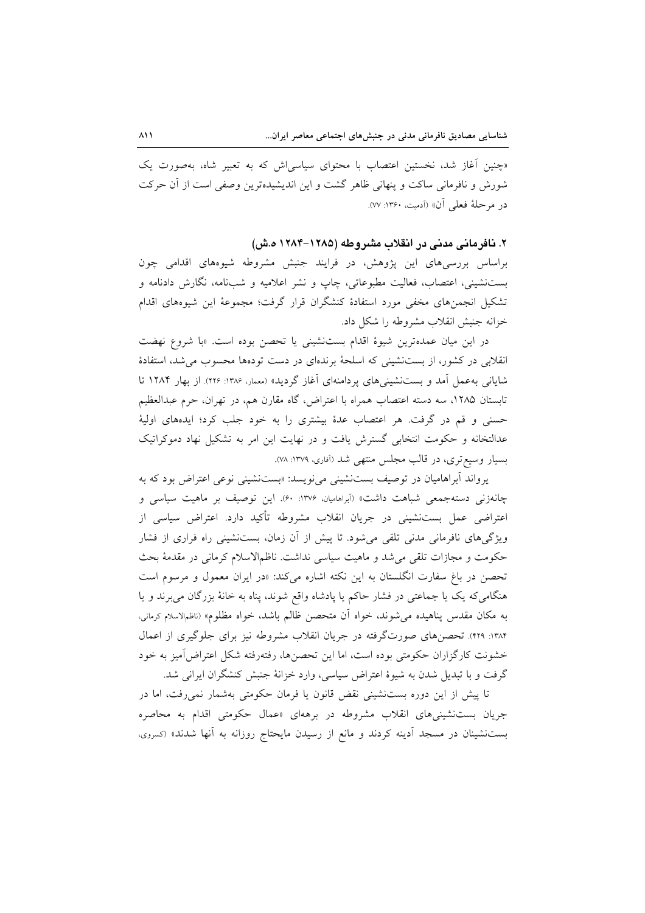«چنین آغاز شد، نخستین اعتصاب با محتوای سیاسی‌اش که به تعبیر شاه، به‌صورت یک شورش و نافرمانی ساکت و پنهانی ظاهر گشت و این اندیشیده‌ترین وصفی است از آن حرکت در مرحلهٔ فعلی آن» (آدمیت، ۱۳۶۰: ۷۷).

## ۲. نافرمانی مدنی در انقلاب مشروطه (۱۲۸۵-۱۲۸۴ ه.ش)

براساس بررسی‌های این پژوهش، در فرایند جنبش مشروطه شیوه‌های اقدامی چون بست‌نشینی، اعتصاب، فعالیت مطبوعاتی، چاپ و نشر اعلامیه و شب‌نامه، نگارش دادنامه و تشکیل انجمن‌های مخفی مورد استفادهٔ کنشگران قرار گرفت؛ مجموعهٔ این شیوه‌های اقدام خزانه جنبش انقلاب مشروطه را شکل داد.

در این میان عمده‌ترین شیوهٔ اقدام بست‌نشینی یا تحصن بوده است. «با شروع نهضت انقلابی در کشور، از بست‌نشینی که اسلحهٔ برنده‌ای در دست توده‌ها محسوب می‌شد، استفادهٔ شایانی به‌عمل آمد و بست‌نشینی‌های پردامنه‌ای آغاز گردید» (معمار، ۱۳۸۶: ۲۲۶). از بهار ۱۲۸۴ تا تابستان ۱۲۸۵، سه دسته اعتصاب همراه با اعتراض، گاه مقارن هم، در تهران، حرم عبدالعظیم حسنی و قم در گرفت. هر اعتصاب عدهٔ بیشتری را به خود جلب کرد؛ ایده‌های اولیهٔ عدالتخانه و حکومت انتخابی گسترش یافت و در نهایت این امر به تشکیل نهاد دموکراتیک بسیار وسیع‌تری، در قالب مجلس منتهی شد (آفاری، ۱۳۷۹: ۷۸).

یرواند آبراهامیان در توصیف بست‌نشینی می‌نویسد: «بست‌نشینی نوعی اعتراض بود که به چانه‌زنی دسته‌جمعی شباهت داشت» (آبراهامیان، ۱۳۷۶: ۶۰). این توصیف بر ماهیت سیاسی و اعتراضی عمل بست‌نشینی در جریان انقلاب مشروطه تأکید دارد. اعتراض سیاسی از ویژگی‌های نافرمانی مدنی تلقی می‌شود. تا پیش از آن زمان، بست‌نشینی راه فراری از فشار حکومت و مجازات تلقی می‌شد و ماهیت سیاسی نداشت. ناظم‌الاسلام کرمانی در مقدمهٔ بحث تحصن در باغ سفارت انگلستان به این نکته اشاره می‌کند: «در ایران معمول و مرسوم است هنگامی‌که یک یا جماعتی در فشار حاکم یا پادشاه واقع شوند، پناه به خانهٔ بزرگان می‌برند و یا به مکان مقدس پناهیده می‌شوند، خواه آن متحصن ظالم باشد، خواه مظلوم» (ناظم‌الاسلام کرمانی، ۱۳۸۴: ۴۲۹). تحصن‌های صورت‌گرفته در جریان انقلاب مشروطه نیز برای جلوگیری از اعمال خشونت کارگزاران حکومتی بوده است، اما این تحصن‌ها، رفته‌رفته شکل اعتراض‌آمیز به خود گرفت و با تبدیل شدن به شیوهٔ اعتراض سیاسی، وارد خزانهٔ جنبش کنشگران ایرانی شد.

تا پیش از این دوره بست‌نشینی نقض قانون یا فرمان حکومتی به‌شمار نمی‌رفت، اما در جریان بست‌نشینی‌های انقلاب مشروطه در برهه‌ای «عمال حکومتی اقدام به محاصره بست‌نشینان در مسجد آدینه کردند و مانع از رسیدن مایحتاج روزانه به آنها شدند» (کسروی،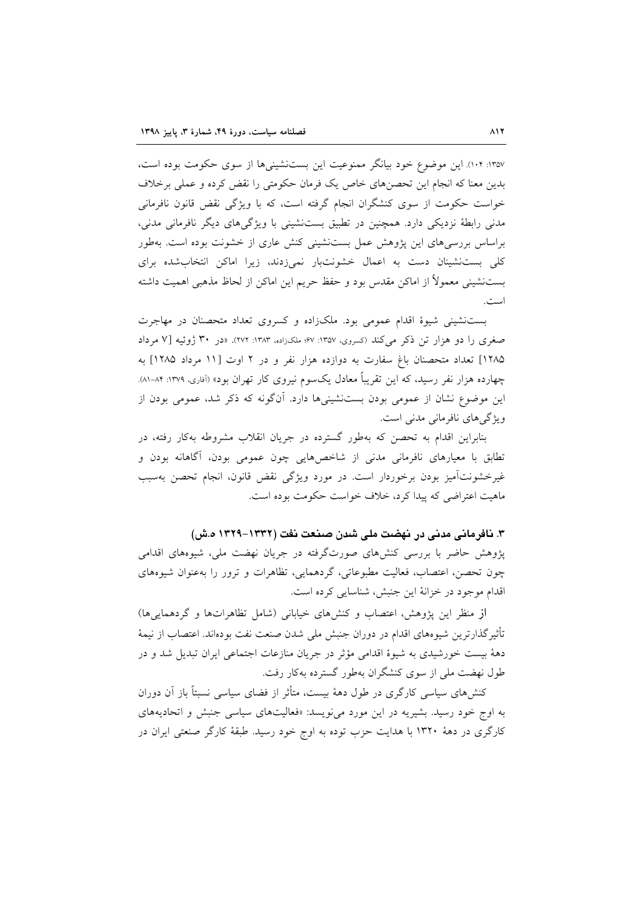۱۳۵۷: ۱۰۴). این موضوع خود بیانگر ممنوعیت این بست‌نشینی‌ها از سوی حکومت بوده است، بدین معنا که انجام این تحصن‌های خاص یک فرمان حکومتی را نقض کرده و عملی برخلاف خواست حکومت از سوی کنشگران انجام گرفته است، که با ویژگی نقض قانون نافرمانی مدنی رابطهٔ نزدیکی دارد. همچنین در تطبیق بست‌نشینی با ویژگی‌های دیگر نافرمانی مدنی، براساس بررسی‌های این پژوهش عمل بست‌نشینی کنش عاری از خشونت بوده است. به‌طور کلی بست‌نشینان دست به اعمال خشونت‌بار نمی‌زدند، زیرا اماکن انتخاب‌شده برای بست‌نشینی معمولاً از اماکن مقدس بود و حفظ حریم این اماکن از لحاظ مذهبی اهمیت داشته است.

بست‌نشینی شیوهٔ اقدام عمومی بود. ملک‌زاده و کسروی تعداد متحصنان در مهاجرت صغری را دو هزار تن ذکر می‌کند (کسروی، ۱۳۵۷: ۶۷؛ ملک‌زاده، ۱۳۸۳: ۲۷۲). «در ۳۰ ژوئیه [۷ مرداد ۱۲۸۵] تعداد متحصنان باغ سفارت به دوازده هزار نفر و در ۲ اوت [۱۱ مرداد ۱۲۸۵] به چهارده هزار نفر رسید، که این تقریباً معادل یک‌سوم نیروی کار تهران بود» (آفاری، ۱۳۷۹: ۸۴-۸۱). این موضوع نشان از عمومی بودن بست‌نشینی‌ها دارد. آن‌گونه که ذکر شد، عمومی بودن از ویژگی‌های نافرمانی مدنی است.

بنابراین اقدام به تحصن که به‌طور گسترده در جریان انقلاب مشروطه به‌کار رفته، در تطابق با معیارهای نافرمانی مدنی از شاخص‌هایی چون عمومی بودن، آگاهانه بودن و غیرخشونت‌آمیز بودن برخوردار است. در مورد ویژگی نقض قانون، انجام تحصن به‌سبب ماهیت اعتراضی که پیدا کرد، خلاف خواست حکومت بوده است.

### ۳. نافرمانی مدنی در نهضت ملی شدن صنعت نفت (۱۳۳۲-۱۳۲۹ ه.ش)

پژوهش حاضر با بررسی کنش‌های صورت‌گرفته در جریان نهضت ملی، شیوه‌های اقدامی چون تحصن، اعتصاب، فعالیت مطبوعاتی، گردهمایی، تظاهرات و ترور را به‌عنوان شیوه‌های اقدام موجود در خزانهٔ این جنبش، شناسایی کرده است.

از منظر این پژوهش، اعتصاب و کنش‌های خیابانی (شامل تظاهرات‌ها و گردهمایی‌ها) تأثیرگذارترین شیوه‌های اقدام در دوران جنبش ملی شدن صنعت نفت بوده‌اند. اعتصاب از نیمهٔ دههٔ بیست خورشیدی به شیوهٔ اقدامی مؤثر در جریان منازعات اجتماعی ایران تبدیل شد و در طول نهضت ملی از سوی کنشگران به‌طور گسترده به‌کار رفت.

کنش‌های سیاسی کارگری در طول دههٔ بیست، متأثر از فضای سیاسی نسبتاً باز آن دوران به اوج خود رسید. بشیریه در این مورد می‌نویسد: «فعالیت‌های سیاسی جنبش و اتحادیه‌های کارگری در دههٔ ۱۳۲۰ با هدایت حزب توده به اوج خود رسید. طبقهٔ کارگر صنعتی ایران در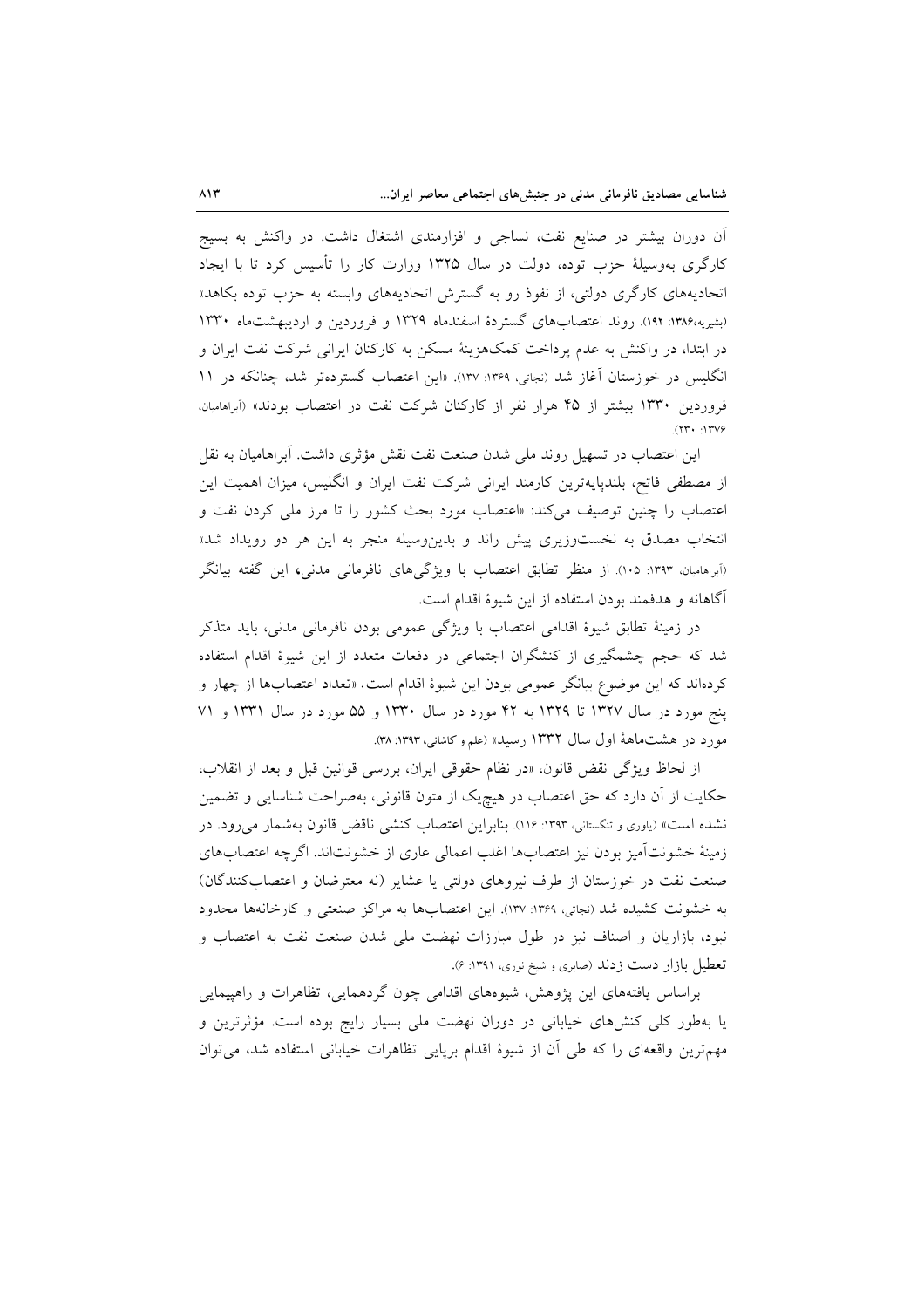آن دوران بیشتر در صنایع نفت، نساجی و افزارمندی اشتغال داشت. در واکنش به بسیج کارگری به‌وسیلهٔ حزب توده، دولت در سال ۱۳۲۵ وزارت کار را تأسیس کرد تا با ایجاد اتحادیه‌های کارگری دولتی، از نفوذ رو به گسترش اتحادیه‌های وابسته به حزب توده بکاهد» (بشیریه،۱۳۸۶: ۱۹۲). روند اعتصاب‌های گستردهٔ اسفندماه ۱۳۲۹ و فروردین و اردیبهشت‌ماه ۱۳۳۰ در ابتدا، در واکنش به عدم پرداخت کمک‌هزینهٔ مسکن به کارکنان ایرانی شرکت نفت ایران و انگلیس در خوزستان آغاز شد (نجاتی، ۱۳۶۹: ۱۳۷). «این اعتصاب گسترده‌تر شد، چنانکه در ۱۱ فروردین ۱۳۳۰ بیشتر از ۴۵ هزار نفر از کارکنان شرکت نفت در اعتصاب بودند» (آبراهامیان، ۱۳۷۶: ۲۳۰).

این اعتصاب در تسهیل روند ملی شدن صنعت نفت نقش مؤثری داشت. آبراهامیان به نقل از مصطفی فاتح، بلندپایه‌ترین کارمند ایرانی شرکت نفت ایران و انگلیس، میزان اهمیت این اعتصاب را چنین توصیف می‌کند: «اعتصاب مورد بحث کشور را تا مرز ملی کردن نفت و انتخاب مصدق به نخست‌وزیری پیش راند و بدین‌وسیله منجر به این هر دو رویداد شد» (آبراهامیان، ۱۳۹۳: ۱۰۵). از منظر تطابق اعتصاب با ویژگی‌های نافرمانی مدنی، این گفته بیانگر آگاهانه و هدفمند بودن استفاده از این شیوهٔ اقدام است.

در زمینهٔ تطابق شیوهٔ اقدامی اعتصاب با ویژگی عمومی بودن نافرمانی مدنی، باید متذکر شد که حجم چشمگیری از کنشگران اجتماعی در دفعات متعدد از این شیوهٔ اقدام استفاده کرده‌اند که این موضوع بیانگر عمومی بودن این شیوهٔ اقدام است. «تعداد اعتصاب‌ها از چهار و پنج مورد در سال ۱۳۲۷ تا ۱۳۲۹ به ۴۲ مورد در سال ۱۳۳۰ و ۵۵ مورد در سال ۱۳۳۱ و ۷۱ مورد در هشت‌ماههٔ اول سال ۱۳۳۲ رسید» (علم و کاشانی، ۱۳۹۳: ۳۸).

از لحاظ ویژگی نقض قانون، «در نظام حقوقی ایران، بررسی قوانین قبل و بعد از انقلاب، حکایت از آن دارد که حق اعتصاب در هیچ‌یک از متون قانونی، به‌صراحت شناسایی و تضمین نشده است» (یاوری و تنگستانی، ۱۳۹۳: ۱۱۶). بنابراین اعتصاب کنشی ناقض قانون به‌شمار می‌رود. در زمینهٔ خشونت‌آمیز بودن نیز اعتصاب‌ها اغلب اعمالی عاری از خشونت‌اند. اگرچه اعتصاب‌های صنعت نفت در خوزستان از طرف نیروهای دولتی یا عشایر (نه معترضان و اعتصاب‌کنندگان) به خشونت کشیده شد (نجاتی، ۱۳۶۹: ۱۳۷). این اعتصاب‌ها به مراکز صنعتی و کارخانه‌ها محدود نبود، بازاریان و اصناف نیز در طول مبارزات نهضت ملی شدن صنعت نفت به اعتصاب و تعطیل بازار دست زدند (صابری و شیخ نوری، ۱۳۹۱: ۶).

براساس یافته‌های این پژوهش، شیوه‌های اقدامی چون گردهمایی، تظاهرات و راهپیمایی یا به‌طور کلی کنش‌های خیابانی در دوران نهضت ملی بسیار رایج بوده است. مؤثرترین و مهم‌ترین واقعه‌ای را که طی آن از شیوهٔ اقدام برپایی تظاهرات خیابانی استفاده شد، می‌توان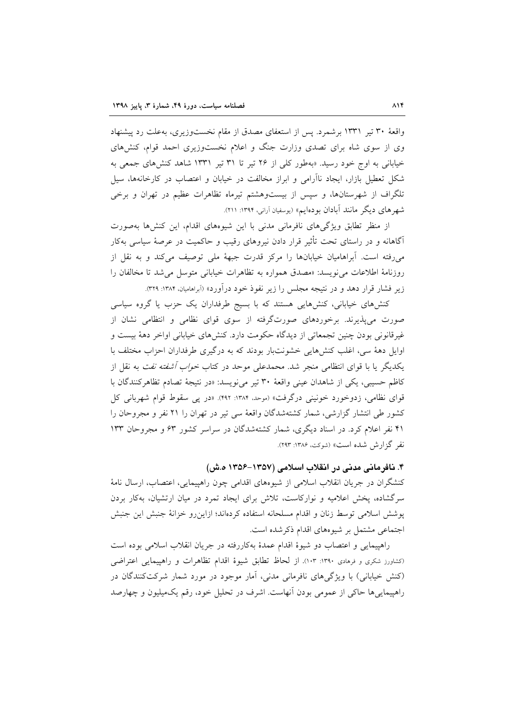واقعهٔ ۳۰ تیر ۱۳۳۱ برشمرد. پس از استعفای مصدق از مقام نخست‌وزیری، به‌علت رد پیشنهاد وی از سوی شاه برای تصدی وزارت جنگ و اعلام نخست‌وزیری احمد قوام، کنش‌های خیابانی به اوج خود رسید. «به‌طور کلی از ۲۶ تیر تا ۳۱ تیر ۱۳۳۱ شاهد کنش‌های جمعی به شکل تعطیل بازار، ایجاد ناآرامی و ابراز مخالفت در خیابان و اعتصاب در کارخانه‌ها، سیل تلگراف از شهرستان‌ها، و سپس در بیست‌وهشتم تیرماه تظاهرات عظیم در تهران و برخی شهرهای دیگر مانند آبادان بوده‌ایم» (یوسفیان آرانی، ۱۳۹۴: ۲۱۱).

از منظر تطابق ویژگی‌های نافرمانی مدنی با این شیوه‌های اقدام، این کنش‌ها به‌صورت آگاهانه و در راستای تحت تأثیر قرار دادن نیروهای رقیب و حاکمیت در عرصهٔ سیاسی به‌کار می‌رفته است. آبراهامیان خیابان‌ها را مرکز قدرت جبههٔ ملی توصیف می‌کند و به نقل از روزنامهٔ اطلاعات می‌نویسد: «مصدق همواره به تظاهرات خیابانی متوسل می‌شد تا مخالفان را زیر فشار قرار دهد و در نتیجه مجلس را زیر نفوذ خود درآورد» (آبراهامیان، ۱۳۸۴: ۳۲۹).

کنش‌های خیابانی، کنش‌هایی هستند که با بسیج طرفداران یک حزب یا گروه سیاسی صورت می‌پذیرند. برخوردهای صورت‌گرفته از سوی قوای نظامی و انتظامی نشان از غیرقانونی بودن چنین تجمعاتی از دیدگاه حکومت دارد. کنش‌های خیابانی اواخر دهۀ بیست و اوایل دهۀ سی، اغلب کنش‌هایی خشونت‌بار بودند که به درگیری طرفداران احزاب مختلف با یکدیگر یا با قوای انتظامی منجر شد. محمدعلی موحد در کتاب *خواب آشفته نفت* به نقل از کاظم حسیبی، یکی از شاهدان عینی واقعهٔ ۳۰ تیر می‌نویسد: «در نتیجهٔ تصادم تظاهرکنندگان با قوای نظامی، زدوخورد خونینی درگرفت» (موحد، ۱۳۸۴: ۴۹۲). «در پی سقوط قوام شهربانی کل کشور طی انتشار گزارشی، شمار کشته‌شدگان واقعهٔ سی تیر در تهران را ۲۱ نفر و مجروحان را ۴۱ نفر اعلام کرد. در اسناد دیگری، شمار کشته‌شدگان در سراسر کشور ۶۳ و مجروحان ۱۳۳ نفر گزارش شده است» (شوکت، ۱۳۸۶: ۲۹۳).

### ۴. نافرمانی مدنی در انقلاب اسلامی (۱۳۵۷-۱۳۵۶ ه.ش)

کنشگران در جریان انقلاب اسلامی از شیوه‌های اقدامی چون راهپیمایی، اعتصاب، ارسال نامهٔ سرگشاده، پخش اعلامیه و نوارکاست، تلاش برای ایجاد تمرد در میان ارتشیان، به‌کار بردن پوشش اسلامی توسط زنان و اقدام مسلحانه استفاده کرده‌اند؛ ازاین‌رو خزانهٔ جنبش این جنبش اجتماعی مشتمل بر شیوه‌های اقدام ذکرشده است.

راهپیمایی و اعتصاب دو شیوهٔ اقدام عمدهٔ به‌کاررفته در جریان انقلاب اسلامی بوده است (کشاورز شکری و فرهادی ۱۳۹۰: ۱۰۳). از لحاظ تطابق شیوهٔ اقدام تظاهرات و راهپیمایی اعتراضی (کنش خیابانی) با ویژگی‌های نافرمانی مدنی، آمار موجود در مورد شمار شرکت‌کنندگان در راهپیمایی‌ها حاکی از عمومی بودن آنهاست. اشرف در تحلیل خود، رقم یک‌میلیون و چهارصد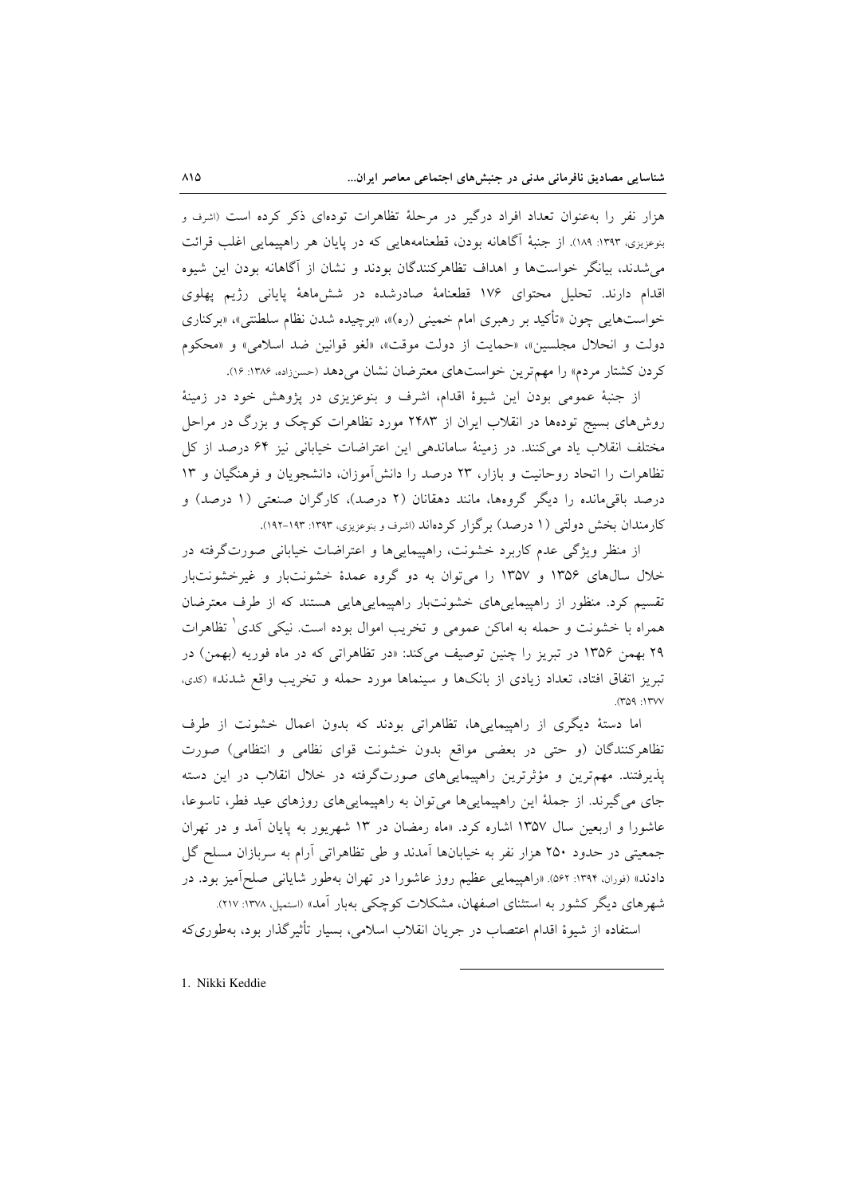هزار نفر را به‌عنوان تعداد افراد درگیر در مرحلهٔ تظاهرات توده‌ای ذکر کرده است (اشرف و بنوعزیزی، ۱۳۹۳: ۱۸۹). از جنبهٔ آگاهانه بودن، قطعنامه‌هایی که در پایان هر راهپیمایی اغلب قرائت می‌شدند، بیانگر خواست‌ها و اهداف تظاهرکنندگان بودند و نشان از آگاهانه بودن این شیوه اقدام دارند. تحلیل محتوای ۱۷۶ قطعنامهٔ صادرشده در شش‌ماههٔ پایانی رژیم پهلوی خواست‌هایی چون «تأکید بر رهبری امام خمینی (ره)»، «برچیده شدن نظام سلطنتی»، «برکناری دولت و انحلال مجلسین»، «حمایت از دولت موقت»، «لغو قوانین ضد اسلامی» و «محکوم کردن کشتار مردم» را مهم‌ترین خواست‌های معترضان نشان می‌دهد (حسن‌زاده، ۱۳۸۶: ۱۶).

از جنبهٔ عمومی بودن این شیوهٔ اقدام، اشرف و بنوعزیزی در پژوهش خود در زمینهٔ روش‌های بسیج توده‌ها در انقلاب ایران از ۲۴۸۳ مورد تظاهرات کوچک و بزرگ در مراحل مختلف انقلاب یاد می‌کنند. در زمینهٔ ساماندهی این اعتراضات خیابانی نیز ۶۴ درصد از کل تظاهرات را اتحاد روحانیت و بازار، ۲۳ درصد را دانش‌آموزان، دانشجویان و فرهنگیان و ۱۳ درصد باقی‌مانده را دیگر گروه‌ها، مانند دهقانان (۲ درصد)، کارگران صنعتی (۱ درصد) و کارمندان بخش دولتی (۱ درصد) برگزار کرده‌اند (اشرف و بنوعزیزی، ۱۳۹۳: ۱۹۳-۱۹۲).

از منظر ویژگی عدم کاربرد خشونت، راهپیمایی‌ها و اعتراضات خیابانی صورت‌گرفته در خلال سال‌های ۱۳۵۶ و ۱۳۵۷ را می‌توان به دو گروه عمدهٔ خشونت‌بار و غیرخشونت‌بار تقسیم کرد. منظور از راهپیمایی‌های خشونت‌بار راهپیمایی‌هایی هستند که از طرف معترضان همراه با خشونت و حمله به اماکن عمومی و تخریب اموال بوده است. نیکی کدی[1] تظاهرات ۲۹ بهمن ۱۳۵۶ در تبریز را چنین توصیف می‌کند: «در تظاهراتی که در ماه فوریه (بهمن) در تبریز اتفاق افتاد، تعداد زیادی از بانک‌ها و سینماها مورد حمله و تخریب واقع شدند» (کدی، ۱۳۷۷: ۳۵۹).

اما دستهٔ دیگری از راهپیمایی‌ها، تظاهراتی بودند که بدون اعمال خشونت از طرف تظاهرکنندگان (و حتی در بعضی مواقع بدون خشونت قوای نظامی و انتظامی) صورت پذیرفتند. مهم‌ترین و مؤثرترین راهپیمایی‌های صورت‌گرفته در خلال انقلاب در این دسته جای می‌گیرند. از جملهٔ این راهپیمایی‌ها می‌توان به راهپیمایی‌های روزهای عید فطر، تاسوعا، عاشورا و اربعین سال ۱۳۵۷ اشاره کرد. «ماه رمضان در ۱۳ شهریور به پایان آمد و در تهران جمعیتی در حدود ۲۵۰ هزار نفر به خیابان‌ها آمدند و طی تظاهراتی آرام به سربازان مسلح گل دادند» (فوران، ۱۳۹۴: ۵۶۲). «راهپیمایی عظیم روز عاشورا در تهران به‌طور شایانی صلح‌آمیز بود. در شهرهای دیگر کشور به استثنای اصفهان، مشکلات کوچکی به‌بار آمد» (استمپل، ۱۳۷۸: ۲۱۷).

استفاده از شیوهٔ اقدام اعتصاب در جریان انقلاب اسلامی، بسیار تأثیرگذار بود، به‌طوری‌که

---

1. Nikki Keddie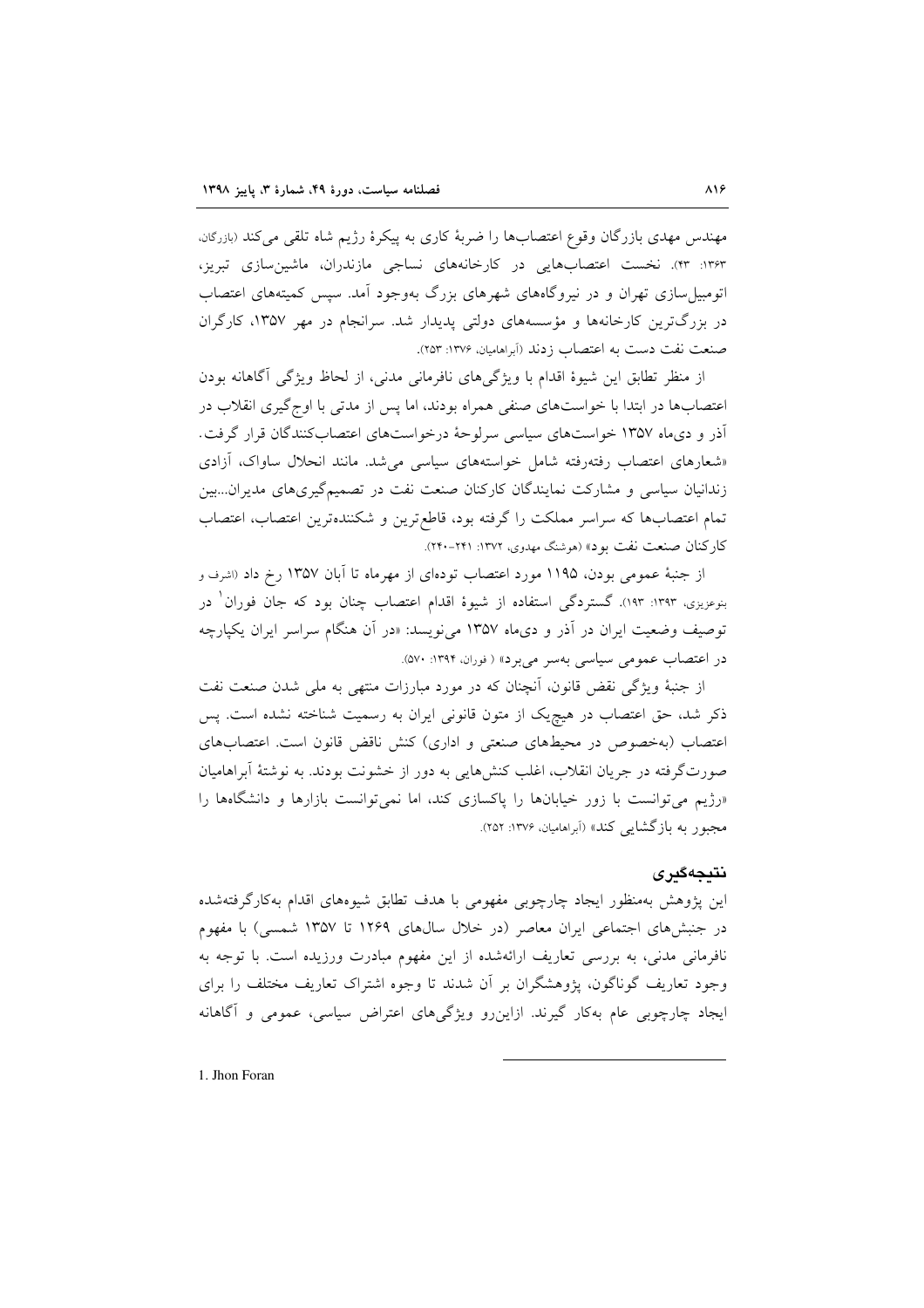مهندس مهدی بازرگان وقوع اعتصاب‌ها را ضربهٔ کاری به پیکرهٔ رژیم شاه تلقی می‌کند (بازرگان، ۱۳۶۳: ۴۳). نخست اعتصاب‌هایی در کارخانه‌های نساجی مازندران، ماشین‌سازی تبریز، اتومبیل‌سازی تهران و در نیروگاه‌های شهرهای بزرگ به‌وجود آمد. سپس کمیته‌های اعتصاب در بزرگ‌ترین کارخانه‌ها و مؤسسه‌های دولتی پدیدار شد. سرانجام در مهر ۱۳۵۷، کارگران صنعت نفت دست به اعتصاب زدند (آبراهامیان، ۱۳۷۶: ۲۵۳).

از منظر تطابق این شیوهٔ اقدام با ویژگی‌های نافرمانی مدنی، از لحاظ ویژگی آگاهانه بودن اعتصاب‌ها در ابتدا با خواست‌های صنفی همراه بودند، اما پس از مدتی با اوج‌گیری انقلاب در آذر و دی‌ماه ۱۳۵۷ خواست‌های سیاسی سرلوحهٔ درخواست‌های اعتصاب‌کنندگان قرار گرفت. «شعارهای اعتصاب رفته‌رفته شامل خواسته‌های سیاسی می‌شد. مانند انحلال ساواک، آزادی زندانیان سیاسی و مشارکت نمایندگان کارکنان صنعت نفت در تصمیم‌گیری‌های مدیران...بین تمام اعتصاب‌ها که سراسر مملکت را گرفته بود، قاطع‌ترین و شکننده‌ترین اعتصاب، اعتصاب کارکنان صنعت نفت بود» (هوشنگ مهدوی، ۱۳۷۲: ۲۴۱-۲۴۰).

از جنبهٔ عمومی بودن، ۱۱۹۵ مورد اعتصاب توده‌ای از مهرماه تا آبان ۱۳۵۷ رخ داد (اشرف و بنوعزیزی، ۱۳۹۳: ۱۹۳). گستردگی استفاده از شیوهٔ اقدام اعتصاب چنان بود که جان فوران[1] در توصیف وضعیت ایران در آذر و دی‌ماه ۱۳۵۷ می‌نویسد: «در آن هنگام سراسر ایران یکپارچه در اعتصاب عمومی سیاسی به‌سر می‌برد» (فوران، ۱۳۹۴: ۵۷۰).

از جنبهٔ ویژگی نقض قانون، آنچنان که در مورد مبارزات منتهی به ملی شدن صنعت نفت ذکر شد، حق اعتصاب در هیچ‌یک از متون قانونی ایران به رسمیت شناخته نشده است. پس اعتصاب (به‌خصوص در محیط‌های صنعتی و اداری) کنش ناقض قانون است. اعتصاب‌های صورت‌گرفته در جریان انقلاب، اغلب کنش‌هایی به دور از خشونت بودند. به نوشتهٔ آبراهامیان «رژیم می‌توانست با زور خیابان‌ها را پاکسازی کند، اما نمی‌توانست بازارها و دانشگاه‌ها را مجبور به بازگشایی کند» (آبراهامیان، ۱۳۷۶: ۲۵۲).

## نتیجه‌گیری

این پژوهش به‌منظور ایجاد چارچوبی مفهومی با هدف تطابق شیوه‌های اقدام به‌کارگرفته‌شده در جنبش‌های اجتماعی ایران معاصر (در خلال سال‌های ۱۲۶۹ تا ۱۳۵۷ شمسی) با مفهوم نافرمانی مدنی، به بررسی تعاریف ارائه‌شده از این مفهوم مبادرت ورزیده است. با توجه به وجود تعاریف گوناگون، پژوهشگران بر آن شدند تا وجوه اشتراک تعاریف مختلف را برای ایجاد چارچوبی عام به‌کار گیرند. ازاین‌رو ویژگی‌های اعتراض سیاسی، عمومی و آگاهانه

---

1. Jhon Foran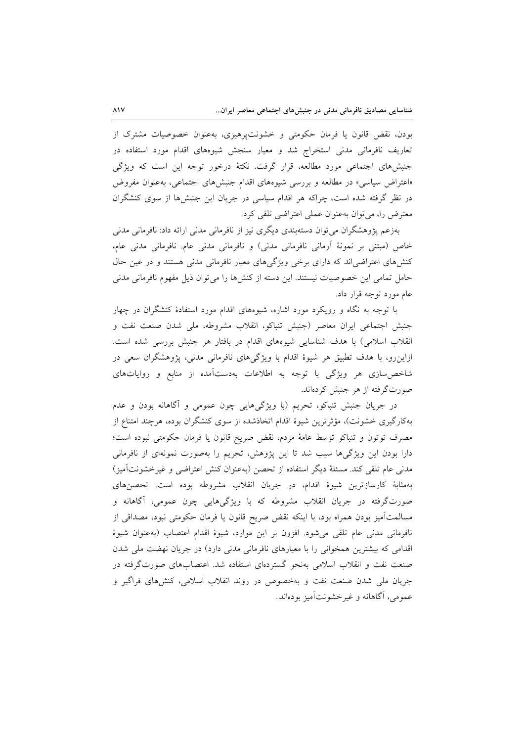بودن، نقض قانون یا فرمان حکومتی و خشونت‌پرهیزی، به‌عنوان خصوصیات مشترک از تعاریف نافرمانی مدنی استخراج شد و معیار سنجش شیوه‌های اقدام مورد استفاده در جنبش‌های اجتماعی مورد مطالعه، قرار گرفت. نکتهٔ درخور توجه این است که ویژگی «اعتراض سیاسی» در مطالعه و بررسی شیوه‌های اقدام جنبش‌های اجتماعی، به‌عنوان مفروض در نظر گرفته شده است، چراکه هر اقدام سیاسی در جریان این جنبش‌ها از سوی کنشگران معترض را، می‌توان به‌عنوان عملی اعتراضی تلقی کرد.

به‌زعم پژوهشگران می‌توان دسته‌بندی دیگری نیز از نافرمانی مدنی ارائه داد: نافرمانی مدنی خاص (مبتنی بر نمونهٔ آرمانی نافرمانی مدنی) و نافرمانی مدنی عام. نافرمانی مدنی عام، کنش‌های اعتراضی‌اند که دارای برخی ویژگی‌های معیار نافرمانی مدنی هستند و در عین حال حامل تمامی این خصوصیات نیستند. این دسته از کنش‌ها را می‌توان ذیل مفهوم نافرمانی مدنی عام مورد توجه قرار داد.

با توجه به نگاه و رویکرد مورد اشاره، شیوه‌های اقدام مورد استفادهٔ کنشگران در چهار جنبش اجتماعی ایران معاصر (جنبش تنباکو، انقلاب مشروطه، ملی شدن صنعت نفت و انقلاب اسلامی) با هدف شناسایی شیوه‌های اقدام در بافتار هر جنبش بررسی شده است. ازاین‌رو، با هدف تطبیق هر شیوهٔ اقدام با ویژگی‌های نافرمانی مدنی، پژوهشگران سعی در شاخص‌سازی هر ویژگی با توجه به اطلاعات به‌دست‌آمده از منابع و روایات‌های صورت‌گرفته از هر جنبش کرده‌اند.

در جریان جنبش تنباکو، تحریم (با ویژگی‌هایی چون عمومی و آگاهانه بودن و عدم به‌کارگیری خشونت)، مؤثرترین شیوهٔ اقدام اتخاذشده از سوی کنشگران بوده، هرچند امتناع از مصرف توتون و تنباکو توسط عامهٔ مردم، نقض صریح قانون یا فرمان حکومتی نبوده است؛ دارا بودن این ویژگی‌ها سبب شد تا این پژوهش، تحریم را به‌صورت نمونه‌ای از نافرمانی مدنی عام تلقی کند. مسئلهٔ دیگر استفاده از تحصن (به‌عنوان کنش اعتراضی و غیرخشونت‌آمیز) به‌مثابهٔ کارسازترین شیوهٔ اقدام، در جریان انقلاب مشروطه بوده است. تحصن‌های صورت‌گرفته در جریان انقلاب مشروطه که با ویژگی‌هایی چون عمومی، آگاهانه و مسالمت‌آمیز بودن همراه بود، با اینکه نقض صریح قانون یا فرمان حکومتی نبود، مصداقی از نافرمانی مدنی عام تلقی می‌شود. افزون بر این موارد، شیوهٔ اقدام اعتصاب (به‌عنوان شیوهٔ اقدامی که بیشترین همخوانی را با معیارهای نافرمانی مدنی دارد) در جریان نهضت ملی شدن صنعت نفت و انقلاب اسلامی به‌نحو گسترده‌ای استفاده شد. اعتصاب‌های صورت‌گرفته در جریان ملی شدن صنعت نفت و به‌خصوص در روند انقلاب اسلامی، کنش‌های فراگیر و عمومی، آگاهانه و غیرخشونت‌آمیز بوده‌اند.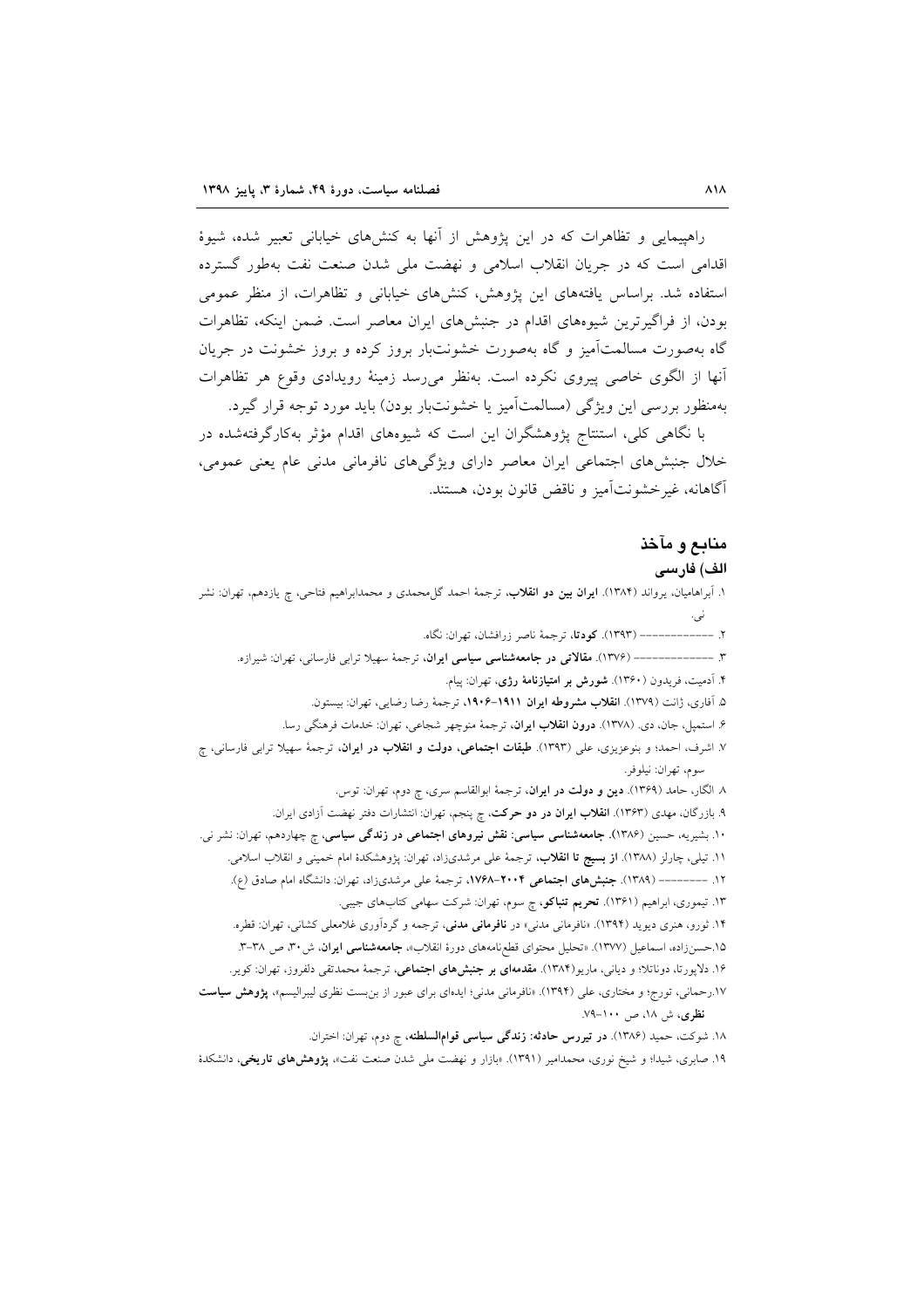راهپیمایی و تظاهرات که در این پژوهش از آنها به کنش‌های خیابانی تعبیر شده، شیوهٔ اقدامی است که در جریان انقلاب اسلامی و نهضت ملی شدن صنعت نفت به‌طور گسترده استفاده شد. براساس یافته‌های این پژوهش، کنش‌های خیابانی و تظاهرات، از منظر عمومی بودن، از فراگیرترین شیوه‌های اقدام در جنبش‌های ایران معاصر است. ضمن اینکه، تظاهرات گاه به‌صورت مسالمت‌آمیز و گاه به‌صورت خشونت‌بار بروز کرده و بروز خشونت در جریان آنها از الگوی خاصی پیروی نکرده است. به‌نظر می‌رسد زمینهٔ رویدادی وقوع هر تظاهرات به‌منظور بررسی این ویژگی (مسالمت‌آمیز یا خشونت‌بار بودن) باید مورد توجه قرار گیرد.

با نگاهی کلی، استنتاج پژوهشگران این است که شیوه‌های اقدام مؤثر به‌کارگرفته‌شده در خلال جنبش‌های اجتماعی ایران معاصر دارای ویژگی‌های نافرمانی مدنی عام یعنی عمومی، آگاهانه، غیرخشونت‌آمیز و ناقض قانون بودن، هستند.

## منابع و مآخذ

### الف) فارسی

۱. آبراهامیان، یرواند (۱۳۸۴). **ایران بین دو انقلاب**، ترجمهٔ احمد گل‌محمدی و محمدابراهیم فتاحی، چ یازدهم، تهران: نشر نی.

۲. ------------ (۱۳۹۳). **کودتا**، ترجمهٔ ناصر زرافشان، تهران: نگاه.

۳. -------------- (۱۳۷۶). **مقالاتی در جامعه‌شناسی سیاسی ایران**، ترجمهٔ سهیلا ترابی فارسانی، تهران: شیرازه.

۴. آدمیت، فریدون (۱۳۶۰). **شورش بر امتیازنامهٔ رژی**، تهران: پیام.

۵. آفاری، ژانت (۱۳۷۹). **انقلاب مشروطه ایران ۱۹۱۱-۱۹۰۶**، ترجمهٔ رضا رضایی، تهران: بیستون.

۶. استمپل، جان، دی. (۱۳۷۸). **درون انقلاب ایران**، ترجمهٔ منوچهر شجاعی، تهران: خدمات فرهنگی رسا.

۷. اشرف، احمد؛ و بنوعزیزی، علی (۱۳۹۳). **طبقات اجتماعی، دولت و انقلاب در ایران**، ترجمهٔ سهیلا ترابی فارسانی، چ سوم، تهران: نیلوفر.

۸. الگار، حامد (۱۳۶۹). **دین و دولت در ایران**، ترجمهٔ ابوالقاسم سری، چ دوم، تهران: توس.

۹. بازرگان، مهدی (۱۳۶۳). **انقلاب ایران در دو حرکت**، چ پنجم، تهران: انتشارات دفتر نهضت آزادی ایران.

۱۰. بشیریه، حسین (۱۳۸۶). **جامعه‌شناسی سیاسی: نقش نیروهای اجتماعی در زندگی سیاسی**، چ چهاردهم، تهران: نشر نی.

۱۱. تیلی، چارلز (۱۳۸۸). **از بسیج تا انقلاب**، ترجمهٔ علی مرشدی‌زاد، تهران: پژوهشکدهٔ امام خمینی و انقلاب اسلامی.

۱۲. -------- (۱۳۸۹). **جنبش‌های اجتماعی ۲۰۰۴-۱۷۶۸**، ترجمهٔ علی مرشدی‌زاد، تهران: دانشگاه امام صادق (ع).

۱۳. تیموری، ابراهیم (۱۳۶۱). **تحریم تنباکو**، چ سوم، تهران: شرکت سهامی کتاب‌های جیبی.

۱۴. ثورو، هنری دیوید (۱۳۹۴). «نافرمانی مدنی» در **نافرمانی مدنی**، ترجمه و گردآوری غلامعلی کشانی، تهران: قطره.

۱۵. حسن‌زاده، اسماعیل (۱۳۷۷). «تحلیل محتوای قطع‌نامه‌های دورهٔ انقلاب»، **جامعه‌شناسی ایران**، ش ۳۰، ص ۳۸-۳.

۱۶. دلاپورتا، دوناتلا؛ و دیانی، ماریو (۱۳۸۴). **مقدمه‌ای بر جنبش‌های اجتماعی**، ترجمهٔ محمدتقی دلفروز، تهران: کویر.

۱۷. رحمانی، تورج؛ و مختاری، علی (۱۳۹۴). «نافرمانی مدنی؛ ایده‌ای برای عبور از بن‌بست نظری لیبرالیسم»، **پژوهش سیاست نظری**، ش ۱۸، ص ۱۰۰-۷۹.

۱۸. شوکت، حمید (۱۳۸۶). **در تیررس حادثه: زندگی سیاسی قوام‌السلطنه**، چ دوم، تهران: اختران.

۱۹. صابری، شیدا؛ و شیخ نوری، محمدامیر (۱۳۹۱). «بازار و نهضت ملی شدن صنعت نفت»، **پژوهش‌های تاریخی**، دانشکدهٔ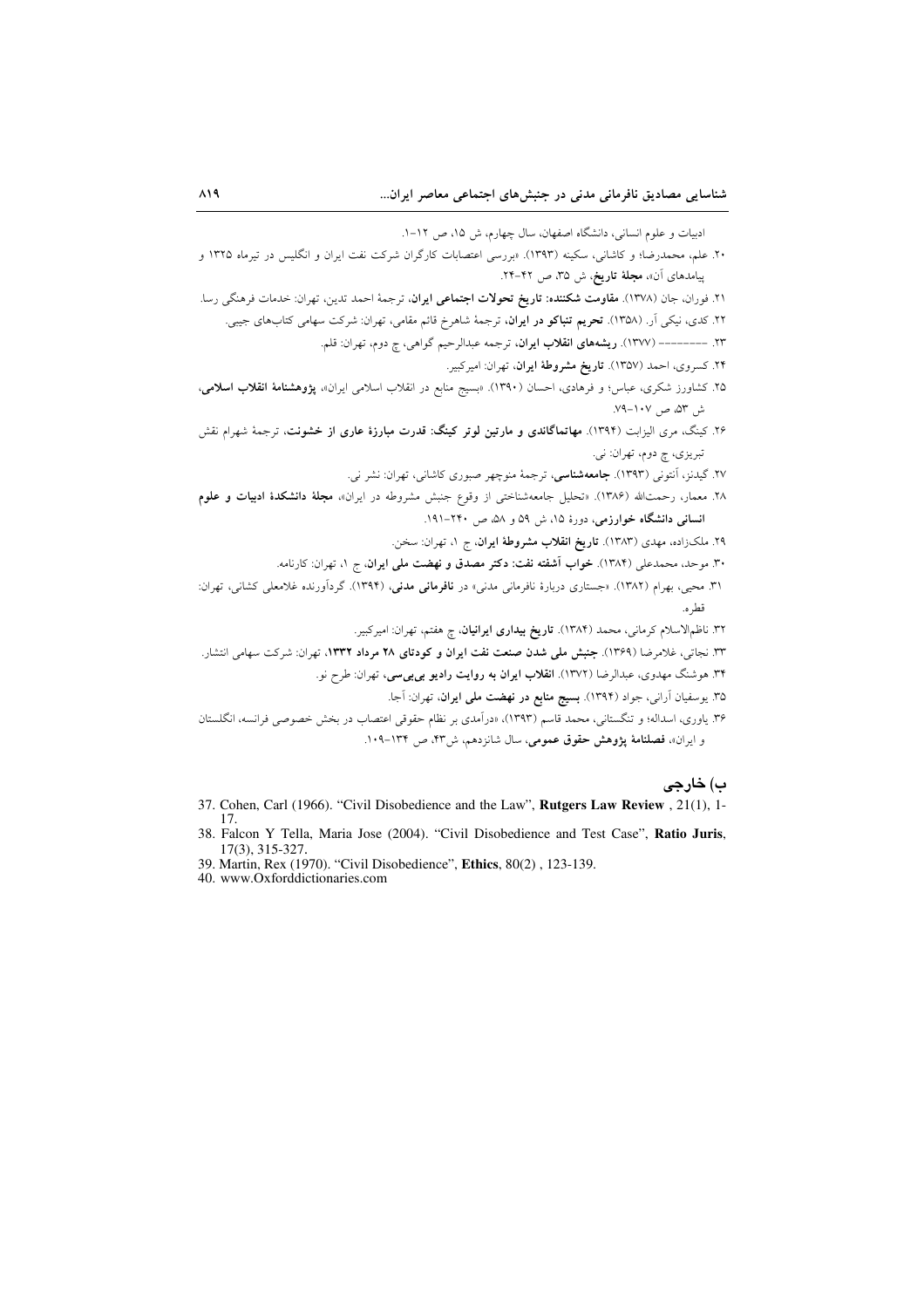ادبیات و علوم انسانی، دانشگاه اصفهان، سال چهارم، ش ۱۵، ص ۱۲-۱.

۲۰. علم، محمدرضا؛ و کاشانی، سکینه (۱۳۹۳). «بررسی اعتصابات کارگران شرکت نفت ایران و انگلیس در تیرماه ۱۳۲۵ و پیامدهای آن»، **مجلهٔ تاریخ**، ش ۳۵، ص ۴۲-۲۴.

۲۱. فوران، جان (۱۳۷۸). **مقاومت شکننده: تاریخ تحولات اجتماعی ایران**، ترجمهٔ احمد تدین، تهران: خدمات فرهنگی رسا.

۲۲. کدی، نیکی آر. (۱۳۵۸). **تحریم تنباکو در ایران**، ترجمهٔ شاهرخ قائم مقامی، تهران: شرکت سهامی کتاب‌های جیبی.

۲۳. --------- (۱۳۷۷). **ریشه‌های انقلاب ایران**، ترجمه عبدالرحیم گواهی، چ دوم، تهران: قلم.

۲۴. کسروی، احمد (۱۳۵۷). **تاریخ مشروطهٔ ایران**، تهران: امیرکبیر.

۲۵. کشاورز شکری، عباس؛ و فرهادی، احسان (۱۳۹۰). «بسیج منابع در انقلاب اسلامی ایران»، **پژوهشنامهٔ انقلاب اسلامی**، ش ۵۳، ص ۱۰۷-۷۹.

۲۶. کینگ، مری الیزابت (۱۳۹۴). **مهاتماگاندی و مارتین لوتر کینگ: قدرت مبارزهٔ عاری از خشونت**، ترجمهٔ شهرام نقش تبریزی، چ دوم، تهران: نی.

۲۷. گیدنز، آنتونی (۱۳۹۳). **جامعه‌شناسی**، ترجمهٔ منوچهر صبوری کاشانی، تهران: نشر نی.

۲۸. معمار، رحمت‌الله (۱۳۸۶). «تحلیل جامعه‌شناختی از وقوع جنبش مشروطه در ایران»، **مجلهٔ دانشکدهٔ ادبیات و علوم انسانی دانشگاه خوارزمی**، دورهٔ ۱۵، ش ۵۹ و ۵۸، ص ۲۴۰-۱۹۱.

۲۹. ملک‌زاده، مهدی (۱۳۸۳). **تاریخ انقلاب مشروطهٔ ایران**، ج ۱، تهران: سخن.

۳۰. موحد، محمدعلی (۱۳۸۴). **خواب آشفته نفت: دکتر مصدق و نهضت ملی ایران**، ج ۱، تهران: کارنامه.

۳۱. محیی، بهرام (۱۳۸۲). «جستاری دربارهٔ نافرمانی مدنی» در **نافرمانی مدنی**، (۱۳۹۴). گردآورنده غلامعلی کشانی، تهران: قطره.

۳۲. ناظم‌الاسلام کرمانی، محمد (۱۳۸۴). **تاریخ بیداری ایرانیان**، چ هفتم، تهران: امیرکبیر.

۳۳. نجاتی، غلامرضا (۱۳۶۹). **جنبش ملی شدن صنعت نفت ایران و کودتای ۲۸ مرداد ۱۳۳۲**، تهران: شرکت سهامی انتشار.

۳۴. هوشنگ مهدوی، عبدالرضا (۱۳۷۲). **انقلاب ایران به روایت رادیو بی‌بی‌سی**، تهران: طرح نو.

۳۵. یوسفیان آرانی، جواد (۱۳۹۴). **بسیج منابع در نهضت ملی ایران**، تهران: آجا.

۳۶. یاوری، اسداله؛ و تنگستانی، محمد قاسم (۱۳۹۳)، «درآمدی بر نظام حقوقی اعتصاب در بخش خصوصی فرانسه، انگلستان و ایران»، **فصلنامهٔ پژوهش حقوق عمومی**، سال شانزدهم، ش۴۳، ص ۱۳۴-۱۰۹.

## ب) خارجی

37. Cohen, Carl (1966). "Civil Disobedience and the Law", **Rutgers Law Review** , 21(1), 1-17.
38. Falcon Y Tella, Maria Jose (2004). "Civil Disobedience and Test Case", **Ratio Juris**, 17(3), 315-327.
39. Martin, Rex (1970). "Civil Disobedience", **Ethics**, 80(2) , 123-139.
40. www.Oxforddictionaries.com